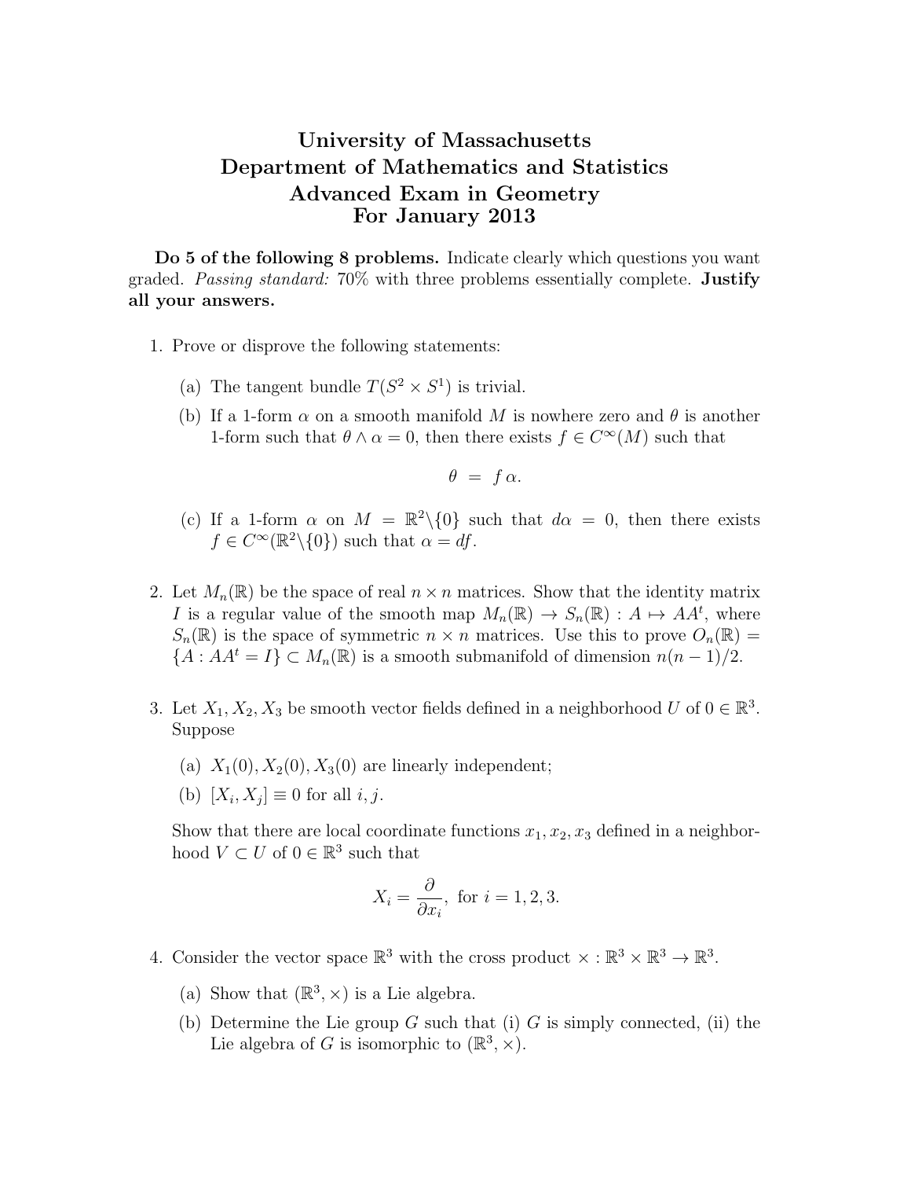# University of Massachusetts
# Department of Mathematics and Statistics
# Advanced Exam in Geometry
# For January 2013

**Do 5 of the following 8 problems.** Indicate clearly which questions you want graded. *Passing standard:* 70% with three problems essentially complete. **Justify all your answers.**

1. Prove or disprove the following statements:

   (a) The tangent bundle $T(S^2 \times S^1)$ is trivial.

   (b) If a 1-form $\alpha$ on a smooth manifold $M$ is nowhere zero and $\theta$ is another 1-form such that $\theta \wedge \alpha = 0$, then there exists $f \in C^\infty(M)$ such that

   $$\theta = f\,\alpha.$$

   (c) If a 1-form $\alpha$ on $M = \mathbb{R}^2 \backslash \{0\}$ such that $d\alpha = 0$, then there exists $f \in C^\infty(\mathbb{R}^2 \backslash \{0\})$ such that $\alpha = df$.

2. Let $M_n(\mathbb{R})$ be the space of real $n \times n$ matrices. Show that the identity matrix $I$ is a regular value of the smooth map $M_n(\mathbb{R}) \to S_n(\mathbb{R}) : A \mapsto AA^t$, where $S_n(\mathbb{R})$ is the space of symmetric $n \times n$ matrices. Use this to prove $O_n(\mathbb{R}) = \{A : AA^t = I\} \subset M_n(\mathbb{R})$ is a smooth submanifold of dimension $n(n-1)/2$.

3. Let $X_1, X_2, X_3$ be smooth vector fields defined in a neighborhood $U$ of $0 \in \mathbb{R}^3$. Suppose

   (a) $X_1(0), X_2(0), X_3(0)$ are linearly independent;

   (b) $[X_i, X_j] \equiv 0$ for all $i, j$.

   Show that there are local coordinate functions $x_1, x_2, x_3$ defined in a neighborhood $V \subset U$ of $0 \in \mathbb{R}^3$ such that

   $$X_i = \frac{\partial}{\partial x_i}, \text{ for } i = 1, 2, 3.$$

4. Consider the vector space $\mathbb{R}^3$ with the cross product $\times : \mathbb{R}^3 \times \mathbb{R}^3 \to \mathbb{R}^3$.

   (a) Show that $(\mathbb{R}^3, \times)$ is a Lie algebra.

   (b) Determine the Lie group $G$ such that (i) $G$ is simply connected, (ii) the Lie algebra of $G$ is isomorphic to $(\mathbb{R}^3, \times)$.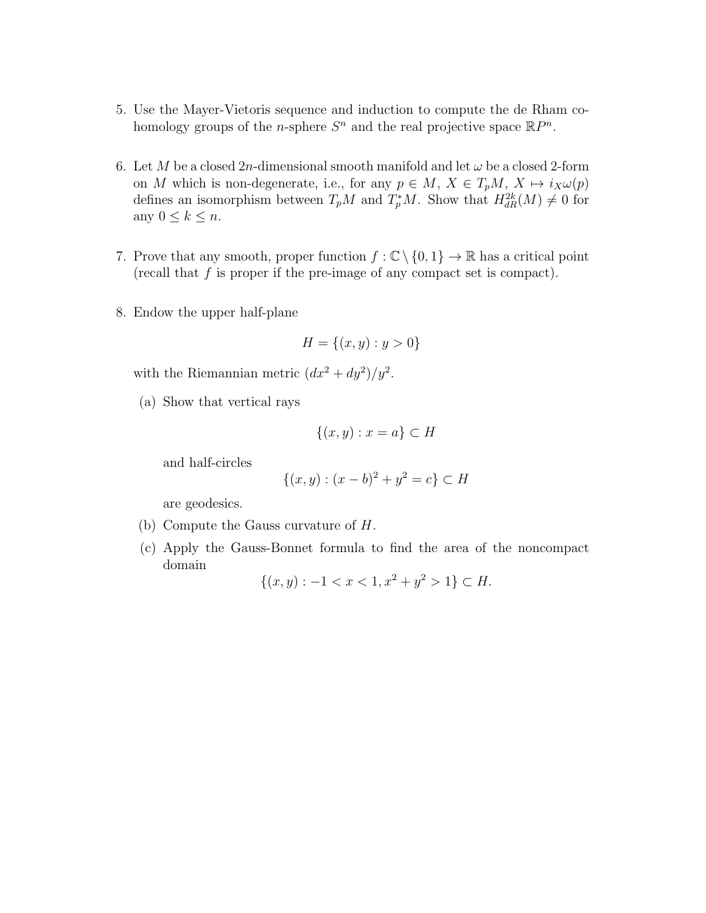5. Use the Mayer-Vietoris sequence and induction to compute the de Rham cohomology groups of the $n$-sphere $S^n$ and the real projective space $\mathbb{R}P^n$.

6. Let $M$ be a closed $2n$-dimensional smooth manifold and let $\omega$ be a closed 2-form on $M$ which is non-degenerate, i.e., for any $p \in M$, $X \in T_pM$, $X \mapsto i_X\omega(p)$ defines an isomorphism between $T_pM$ and $T_p^*M$. Show that $H_{dR}^{2k}(M) \neq 0$ for any $0 \leq k \leq n$.

7. Prove that any smooth, proper function $f : \mathbb{C} \setminus \{0, 1\} \to \mathbb{R}$ has a critical point (recall that $f$ is proper if the pre-image of any compact set is compact).

8. Endow the upper half-plane

$$H = \{(x, y) : y > 0\}$$

with the Riemannian metric $(dx^2 + dy^2)/y^2$.

   (a) Show that vertical rays

   $$\{(x, y) : x = a\} \subset H$$

   and half-circles

   $$\{(x, y) : (x - b)^2 + y^2 = c\} \subset H$$

   are geodesics.

   (b) Compute the Gauss curvature of $H$.

   (c) Apply the Gauss-Bonnet formula to find the area of the noncompact domain

   $$\{(x, y) : -1 < x < 1, x^2 + y^2 > 1\} \subset H.$$